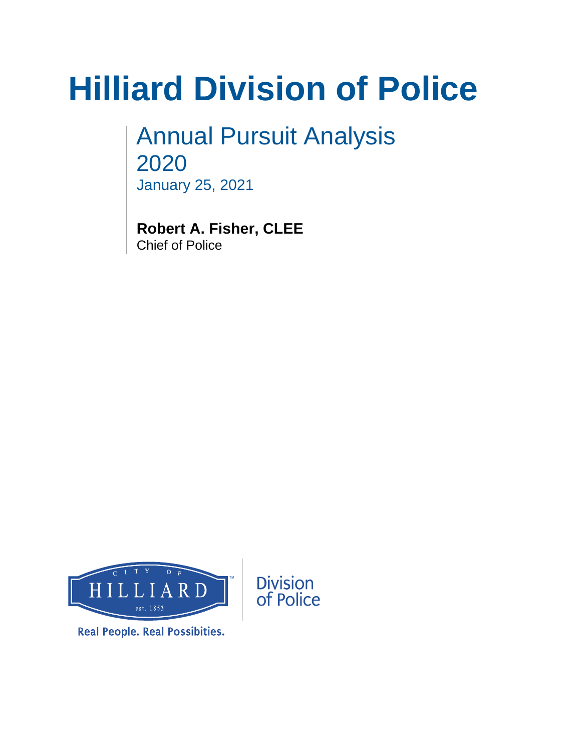# Hilliard Division of Police

## Annual Pursuit Analysis 2020

January 25, 2021

**Robert A. Fisher, CLEE**
Chief of Police

CITY OF HILLIARD est. 1853

Division of Police

Real People. Real Possibities.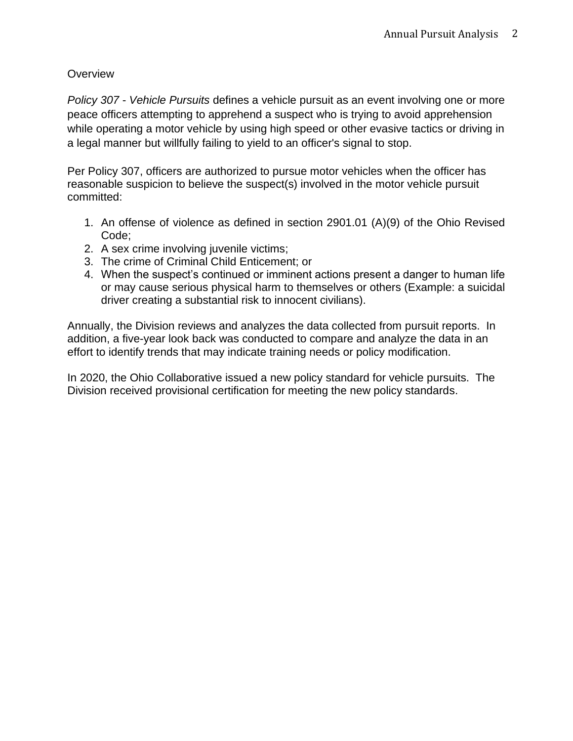## Overview

*Policy 307 - Vehicle Pursuits* defines a vehicle pursuit as an event involving one or more peace officers attempting to apprehend a suspect who is trying to avoid apprehension while operating a motor vehicle by using high speed or other evasive tactics or driving in a legal manner but willfully failing to yield to an officer's signal to stop.

Per Policy 307, officers are authorized to pursue motor vehicles when the officer has reasonable suspicion to believe the suspect(s) involved in the motor vehicle pursuit committed:

1. An offense of violence as defined in section 2901.01 (A)(9) of the Ohio Revised Code;
2. A sex crime involving juvenile victims;
3. The crime of Criminal Child Enticement; or
4. When the suspect's continued or imminent actions present a danger to human life or may cause serious physical harm to themselves or others (Example: a suicidal driver creating a substantial risk to innocent civilians).

Annually, the Division reviews and analyzes the data collected from pursuit reports. In addition, a five-year look back was conducted to compare and analyze the data in an effort to identify trends that may indicate training needs or policy modification.

In 2020, the Ohio Collaborative issued a new policy standard for vehicle pursuits. The Division received provisional certification for meeting the new policy standards.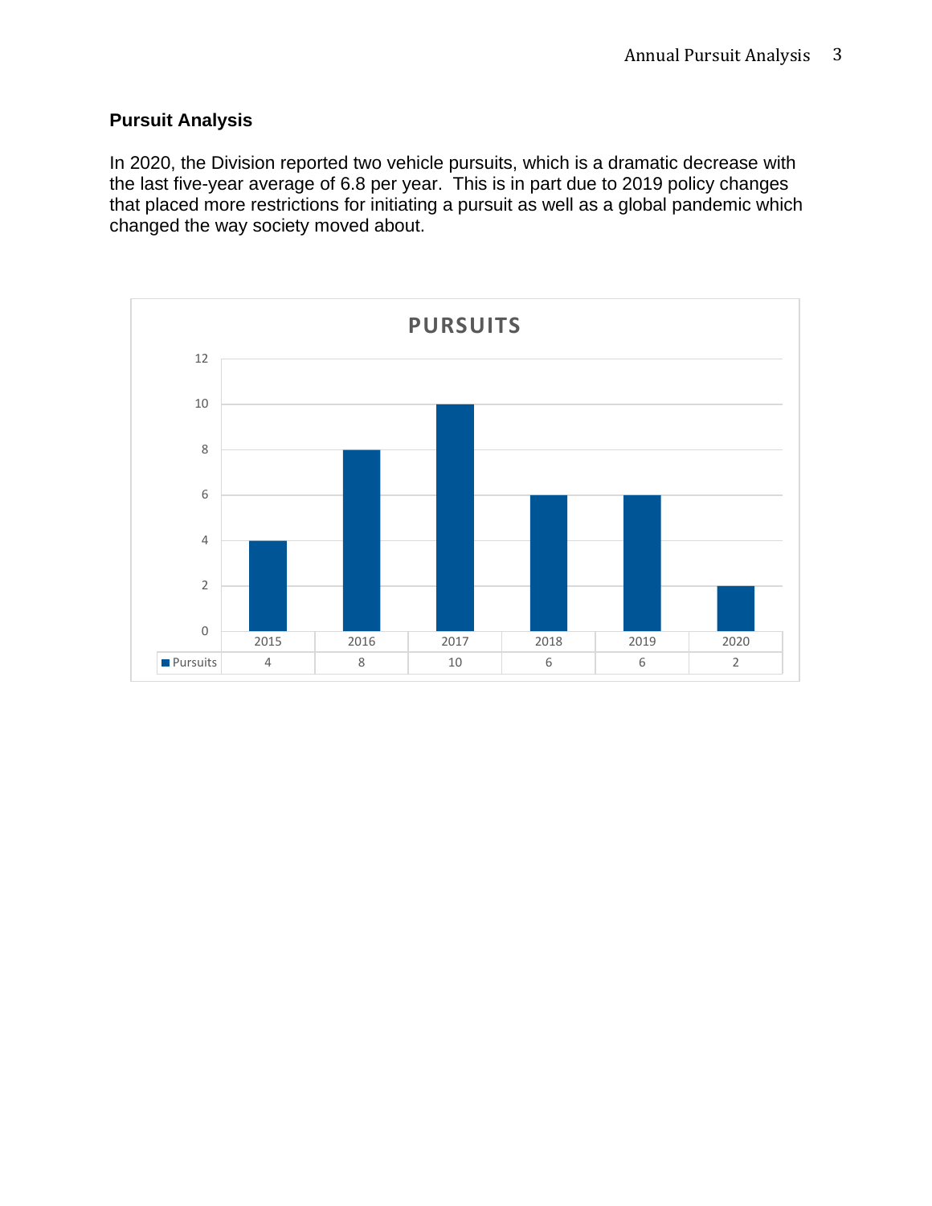## Pursuit Analysis

In 2020, the Division reported two vehicle pursuits, which is a dramatic decrease with the last five-year average of 6.8 per year. This is in part due to 2019 policy changes that placed more restrictions for initiating a pursuit as well as a global pandemic which changed the way society moved about.

**PURSUITS**

| | 2015 | 2016 | 2017 | 2018 | 2019 | 2020 |
|---|---|---|---|---|---|---|
| Pursuits | 4 | 8 | 10 | 6 | 6 | 2 |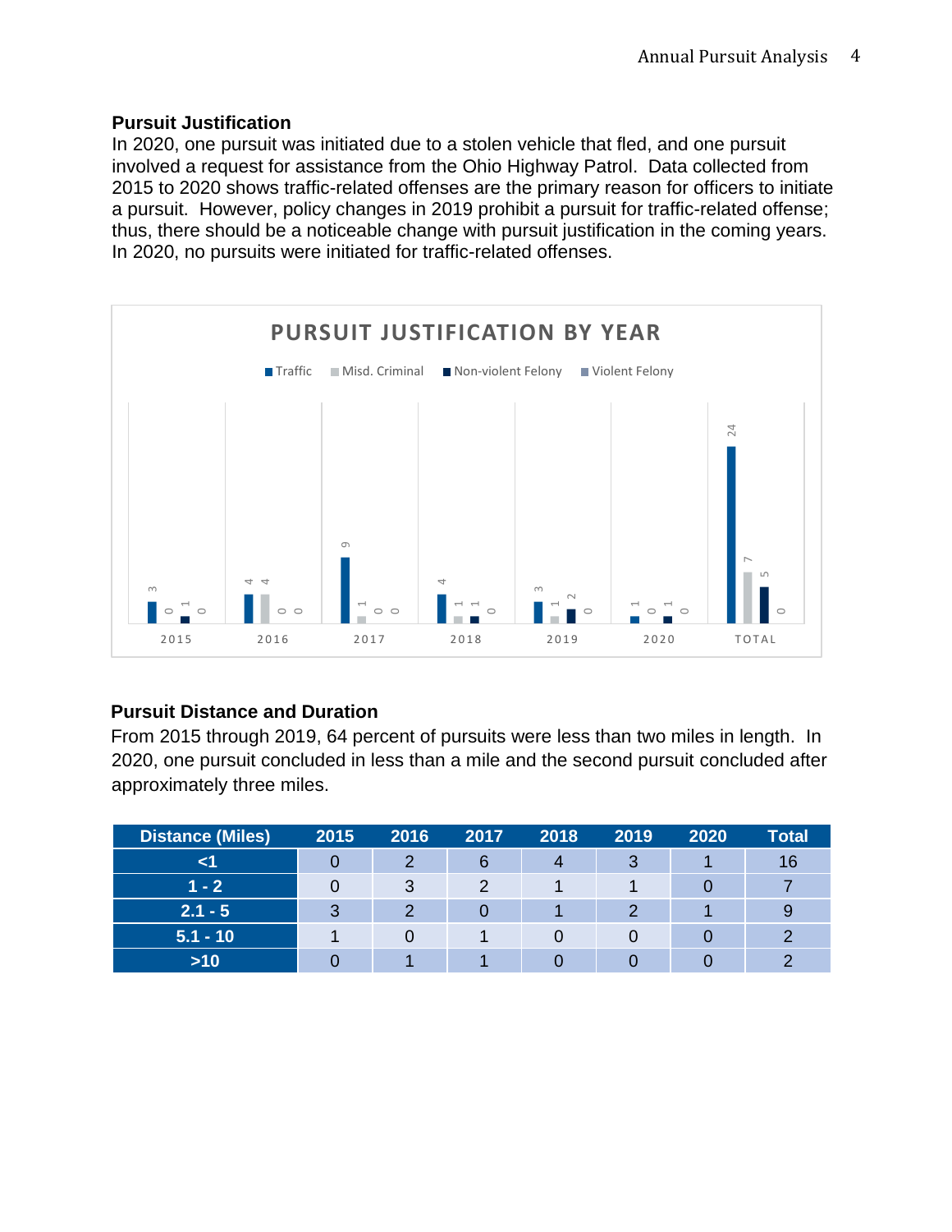### Pursuit Justification

In 2020, one pursuit was initiated due to a stolen vehicle that fled, and one pursuit involved a request for assistance from the Ohio Highway Patrol. Data collected from 2015 to 2020 shows traffic-related offenses are the primary reason for officers to initiate a pursuit. However, policy changes in 2019 prohibit a pursuit for traffic-related offense; thus, there should be a noticeable change with pursuit justification in the coming years. In 2020, no pursuits were initiated for traffic-related offenses.

**PURSUIT JUSTIFICATION BY YEAR**

| | 2015 | 2016 | 2017 | 2018 | 2019 | 2020 | TOTAL |
|---|---|---|---|---|---|---|---|
| Traffic | 3 | 4 | 9 | 4 | 3 | 1 | 24 |
| Misd. Criminal | 0 | 4 | 1 | 1 | 1 | 0 | 7 |
| Non-violent Felony | 1 | 0 | 0 | 1 | 2 | 1 | 5 |
| Violent Felony | 0 | 0 | 0 | 0 | 0 | 0 | 0 |

### Pursuit Distance and Duration

From 2015 through 2019, 64 percent of pursuits were less than two miles in length. In 2020, one pursuit concluded in less than a mile and the second pursuit concluded after approximately three miles.

| Distance (Miles) | 2015 | 2016 | 2017 | 2018 | 2019 | 2020 | Total |
|---|---|---|---|---|---|---|---|
| <1 | 0 | 2 | 6 | 4 | 3 | 1 | 16 |
| 1 - 2 | 0 | 3 | 2 | 1 | 1 | 0 | 7 |
| 2.1 - 5 | 3 | 2 | 0 | 1 | 2 | 1 | 9 |
| 5.1 - 10 | 1 | 0 | 1 | 0 | 0 | 0 | 2 |
| >10 | 0 | 1 | 1 | 0 | 0 | 0 | 2 |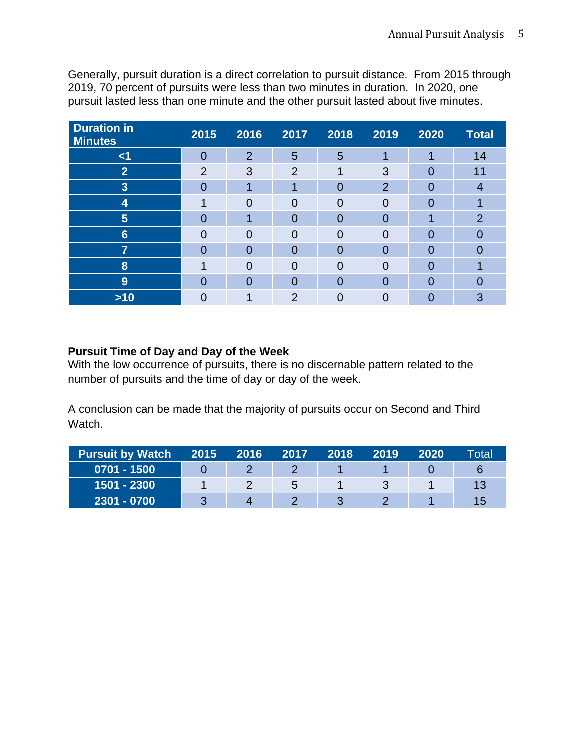Generally, pursuit duration is a direct correlation to pursuit distance. From 2015 through 2019, 70 percent of pursuits were less than two minutes in duration. In 2020, one pursuit lasted less than one minute and the other pursuit lasted about five minutes.

| Duration in Minutes | 2015 | 2016 | 2017 | 2018 | 2019 | 2020 | Total |
|---|---|---|---|---|---|---|---|
| <1 | 0 | 2 | 5 | 5 | 1 | 1 | 14 |
| 2 | 2 | 3 | 2 | 1 | 3 | 0 | 11 |
| 3 | 0 | 1 | 1 | 0 | 2 | 0 | 4 |
| 4 | 1 | 0 | 0 | 0 | 0 | 0 | 1 |
| 5 | 0 | 1 | 0 | 0 | 0 | 1 | 2 |
| 6 | 0 | 0 | 0 | 0 | 0 | 0 | 0 |
| 7 | 0 | 0 | 0 | 0 | 0 | 0 | 0 |
| 8 | 1 | 0 | 0 | 0 | 0 | 0 | 1 |
| 9 | 0 | 0 | 0 | 0 | 0 | 0 | 0 |
| >10 | 0 | 1 | 2 | 0 | 0 | 0 | 3 |

**Pursuit Time of Day and Day of the Week**

With the low occurrence of pursuits, there is no discernable pattern related to the number of pursuits and the time of day or day of the week.

A conclusion can be made that the majority of pursuits occur on Second and Third Watch.

| Pursuit by Watch | 2015 | 2016 | 2017 | 2018 | 2019 | 2020 | Total |
|---|---|---|---|---|---|---|---|
| 0701 - 1500 | 0 | 2 | 2 | 1 | 1 | 0 | 6 |
| 1501 - 2300 | 1 | 2 | 5 | 1 | 3 | 1 | 13 |
| 2301 - 0700 | 3 | 4 | 2 | 3 | 2 | 1 | 15 |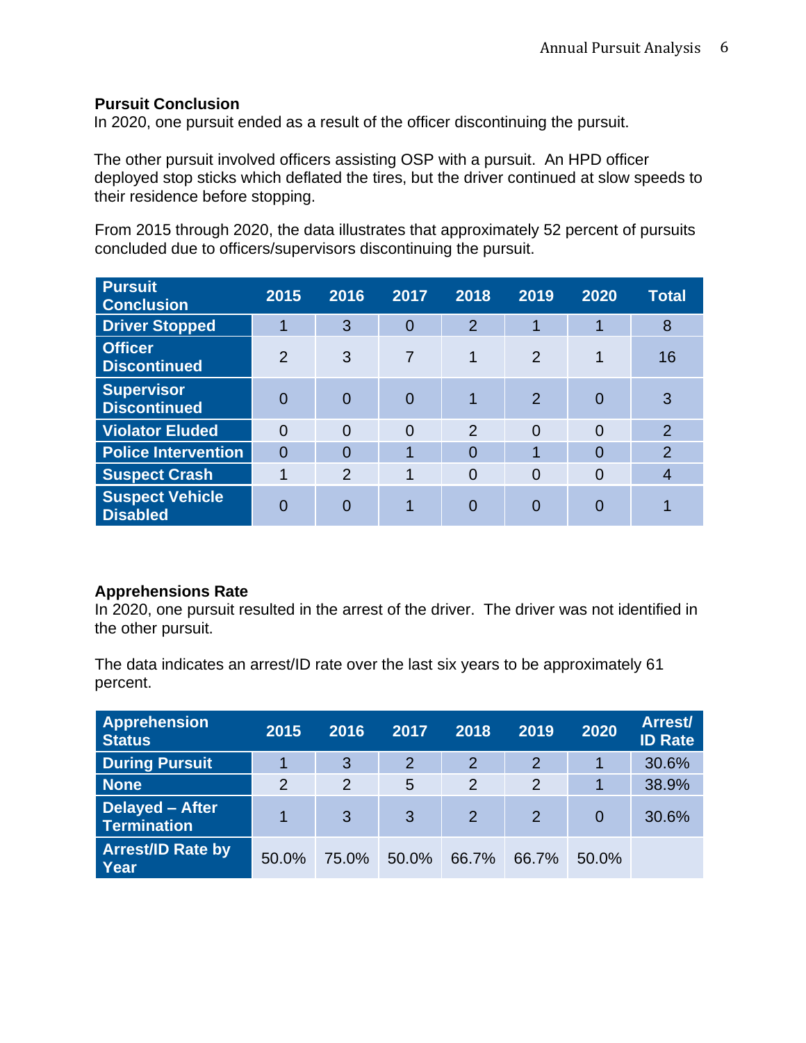**Pursuit Conclusion**

In 2020, one pursuit ended as a result of the officer discontinuing the pursuit.

The other pursuit involved officers assisting OSP with a pursuit. An HPD officer deployed stop sticks which deflated the tires, but the driver continued at slow speeds to their residence before stopping.

From 2015 through 2020, the data illustrates that approximately 52 percent of pursuits concluded due to officers/supervisors discontinuing the pursuit.

| Pursuit Conclusion | 2015 | 2016 | 2017 | 2018 | 2019 | 2020 | Total |
|---|---|---|---|---|---|---|---|
| Driver Stopped | 1 | 3 | 0 | 2 | 1 | 1 | 8 |
| Officer Discontinued | 2 | 3 | 7 | 1 | 2 | 1 | 16 |
| Supervisor Discontinued | 0 | 0 | 0 | 1 | 2 | 0 | 3 |
| Violator Eluded | 0 | 0 | 0 | 2 | 0 | 0 | 2 |
| Police Intervention | 0 | 0 | 1 | 0 | 1 | 0 | 2 |
| Suspect Crash | 1 | 2 | 1 | 0 | 0 | 0 | 4 |
| Suspect Vehicle Disabled | 0 | 0 | 1 | 0 | 0 | 0 | 1 |

**Apprehensions Rate**

In 2020, one pursuit resulted in the arrest of the driver. The driver was not identified in the other pursuit.

The data indicates an arrest/ID rate over the last six years to be approximately 61 percent.

| Apprehension Status | 2015 | 2016 | 2017 | 2018 | 2019 | 2020 | Arrest/ ID Rate |
|---|---|---|---|---|---|---|---|
| During Pursuit | 1 | 3 | 2 | 2 | 2 | 1 | 30.6% |
| None | 2 | 2 | 5 | 2 | 2 | 1 | 38.9% |
| Delayed – After Termination | 1 | 3 | 3 | 2 | 2 | 0 | 30.6% |
| Arrest/ID Rate by Year | 50.0% | 75.0% | 50.0% | 66.7% | 66.7% | 50.0% | |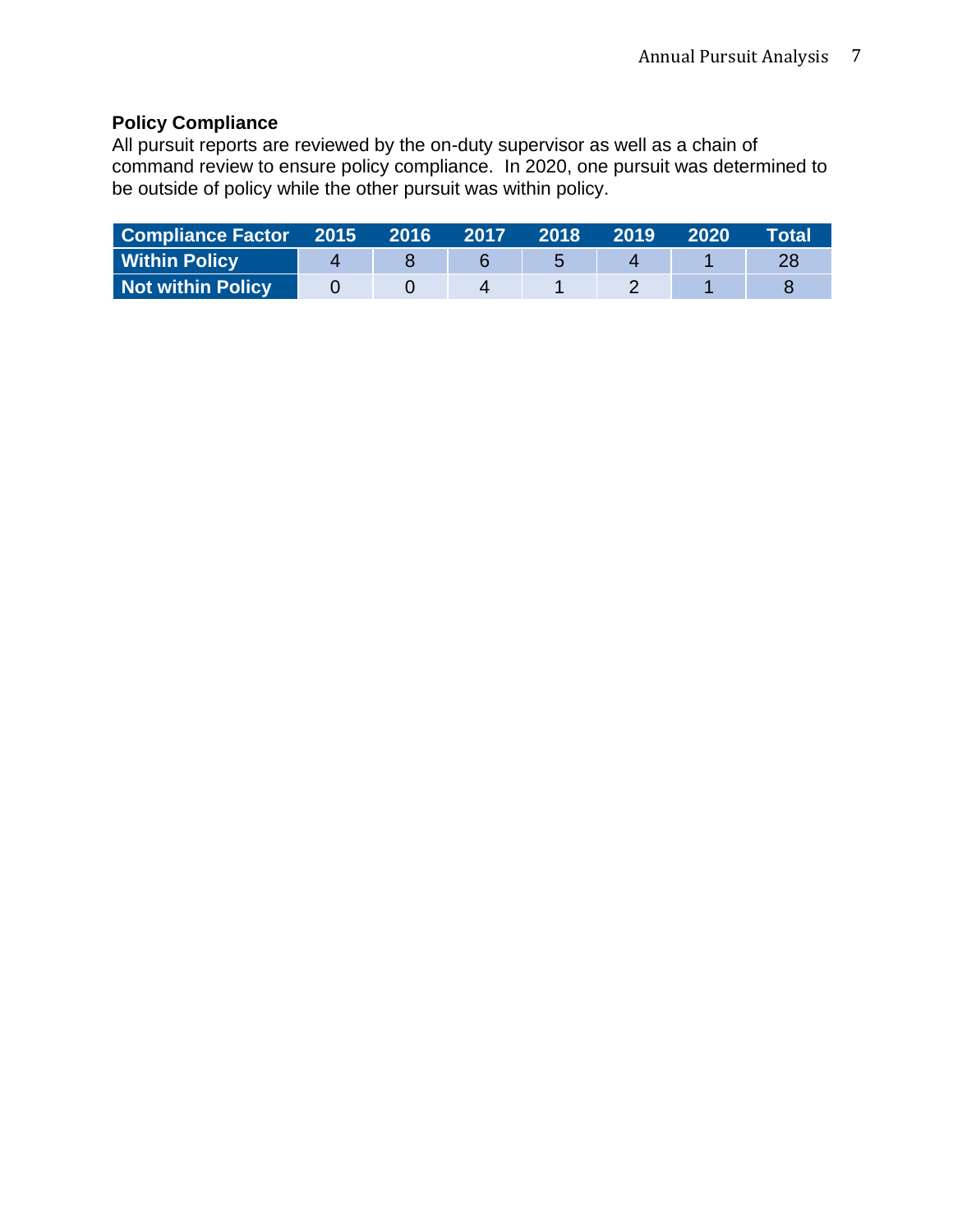**Policy Compliance**

All pursuit reports are reviewed by the on-duty supervisor as well as a chain of command review to ensure policy compliance. In 2020, one pursuit was determined to be outside of policy while the other pursuit was within policy.

| Compliance Factor | 2015 | 2016 | 2017 | 2018 | 2019 | 2020 | Total |
|---|---|---|---|---|---|---|---|
| Within Policy | 4 | 8 | 6 | 5 | 4 | 1 | 28 |
| Not within Policy | 0 | 0 | 4 | 1 | 2 | 1 | 8 |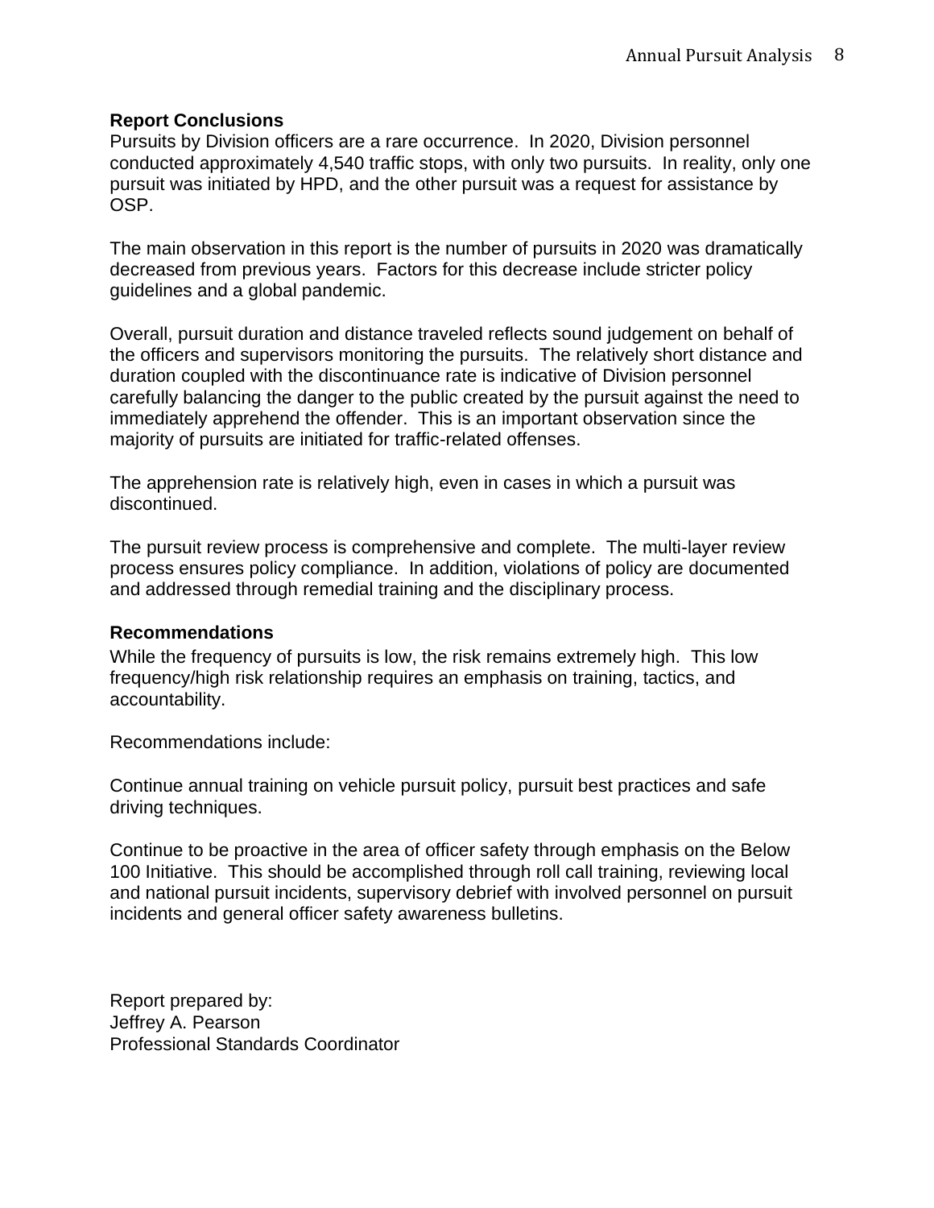**Report Conclusions**

Pursuits by Division officers are a rare occurrence. In 2020, Division personnel conducted approximately 4,540 traffic stops, with only two pursuits. In reality, only one pursuit was initiated by HPD, and the other pursuit was a request for assistance by OSP.

The main observation in this report is the number of pursuits in 2020 was dramatically decreased from previous years. Factors for this decrease include stricter policy guidelines and a global pandemic.

Overall, pursuit duration and distance traveled reflects sound judgement on behalf of the officers and supervisors monitoring the pursuits. The relatively short distance and duration coupled with the discontinuance rate is indicative of Division personnel carefully balancing the danger to the public created by the pursuit against the need to immediately apprehend the offender. This is an important observation since the majority of pursuits are initiated for traffic-related offenses.

The apprehension rate is relatively high, even in cases in which a pursuit was discontinued.

The pursuit review process is comprehensive and complete. The multi-layer review process ensures policy compliance. In addition, violations of policy are documented and addressed through remedial training and the disciplinary process.

**Recommendations**

While the frequency of pursuits is low, the risk remains extremely high. This low frequency/high risk relationship requires an emphasis on training, tactics, and accountability.

Recommendations include:

Continue annual training on vehicle pursuit policy, pursuit best practices and safe driving techniques.

Continue to be proactive in the area of officer safety through emphasis on the Below 100 Initiative. This should be accomplished through roll call training, reviewing local and national pursuit incidents, supervisory debrief with involved personnel on pursuit incidents and general officer safety awareness bulletins.

Report prepared by:
Jeffrey A. Pearson
Professional Standards Coordinator